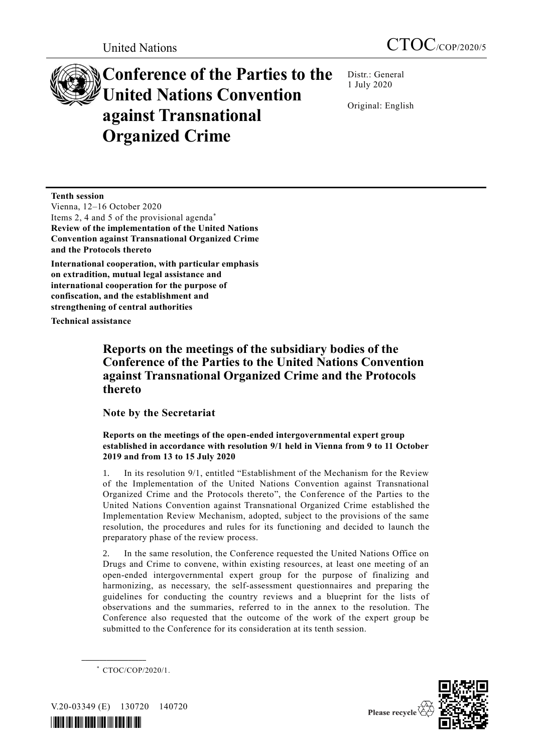United Nations

CTOC/COP/2020/5

# Conference of the Parties to the United Nations Convention against Transnational Organized Crime

Distr.: General
1 July 2020

Original: English

**Tenth session**
Vienna, 12–16 October 2020
Items 2, 4 and 5 of the provisional agenda*
**Review of the implementation of the United Nations Convention against Transnational Organized Crime and the Protocols thereto**

**International cooperation, with particular emphasis on extradition, mutual legal assistance and international cooperation for the purpose of confiscation, and the establishment and strengthening of central authorities**

**Technical assistance**

## Reports on the meetings of the subsidiary bodies of the Conference of the Parties to the United Nations Convention against Transnational Organized Crime and the Protocols thereto

### Note by the Secretariat

**Reports on the meetings of the open-ended intergovernmental expert group established in accordance with resolution 9/1 held in Vienna from 9 to 11 October 2019 and from 13 to 15 July 2020**

1. In its resolution 9/1, entitled "Establishment of the Mechanism for the Review of the Implementation of the United Nations Convention against Transnational Organized Crime and the Protocols thereto", the Conference of the Parties to the United Nations Convention against Transnational Organized Crime established the Implementation Review Mechanism, adopted, subject to the provisions of the same resolution, the procedures and rules for its functioning and decided to launch the preparatory phase of the review process.

2. In the same resolution, the Conference requested the United Nations Office on Drugs and Crime to convene, within existing resources, at least one meeting of an open-ended intergovernmental expert group for the purpose of finalizing and harmonizing, as necessary, the self-assessment questionnaires and preparing the guidelines for conducting the country reviews and a blueprint for the lists of observations and the summaries, referred to in the annex to the resolution. The Conference also requested that the outcome of the work of the expert group be submitted to the Conference for its consideration at its tenth session.

* CTOC/COP/2020/1.

V.20-03349 (E) 130720 140720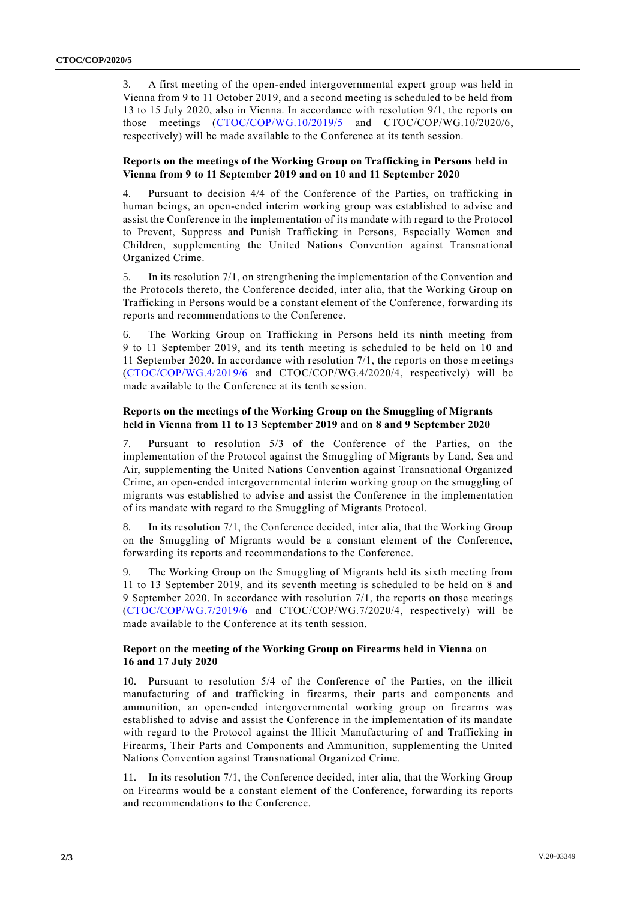3. A first meeting of the open-ended intergovernmental expert group was held in Vienna from 9 to 11 October 2019, and a second meeting is scheduled to be held from 13 to 15 July 2020, also in Vienna. In accordance with resolution 9/1, the reports on those meetings (CTOC/COP/WG.10/2019/5 and CTOC/COP/WG.10/2020/6, respectively) will be made available to the Conference at its tenth session.

**Reports on the meetings of the Working Group on Trafficking in Persons held in Vienna from 9 to 11 September 2019 and on 10 and 11 September 2020**

4. Pursuant to decision 4/4 of the Conference of the Parties, on trafficking in human beings, an open-ended interim working group was established to advise and assist the Conference in the implementation of its mandate with regard to the Protocol to Prevent, Suppress and Punish Trafficking in Persons, Especially Women and Children, supplementing the United Nations Convention against Transnational Organized Crime.

5. In its resolution 7/1, on strengthening the implementation of the Convention and the Protocols thereto, the Conference decided, inter alia, that the Working Group on Trafficking in Persons would be a constant element of the Conference, forwarding its reports and recommendations to the Conference.

6. The Working Group on Trafficking in Persons held its ninth meeting from 9 to 11 September 2019, and its tenth meeting is scheduled to be held on 10 and 11 September 2020. In accordance with resolution 7/1, the reports on those meetings (CTOC/COP/WG.4/2019/6 and CTOC/COP/WG.4/2020/4, respectively) will be made available to the Conference at its tenth session.

**Reports on the meetings of the Working Group on the Smuggling of Migrants held in Vienna from 11 to 13 September 2019 and on 8 and 9 September 2020**

7. Pursuant to resolution 5/3 of the Conference of the Parties, on the implementation of the Protocol against the Smuggling of Migrants by Land, Sea and Air, supplementing the United Nations Convention against Transnational Organized Crime, an open-ended intergovernmental interim working group on the smuggling of migrants was established to advise and assist the Conference in the implementation of its mandate with regard to the Smuggling of Migrants Protocol.

8. In its resolution 7/1, the Conference decided, inter alia, that the Working Group on the Smuggling of Migrants would be a constant element of the Conference, forwarding its reports and recommendations to the Conference.

9. The Working Group on the Smuggling of Migrants held its sixth meeting from 11 to 13 September 2019, and its seventh meeting is scheduled to be held on 8 and 9 September 2020. In accordance with resolution 7/1, the reports on those meetings (CTOC/COP/WG.7/2019/6 and CTOC/COP/WG.7/2020/4, respectively) will be made available to the Conference at its tenth session.

**Report on the meeting of the Working Group on Firearms held in Vienna on 16 and 17 July 2020**

10. Pursuant to resolution 5/4 of the Conference of the Parties, on the illicit manufacturing of and trafficking in firearms, their parts and components and ammunition, an open-ended intergovernmental working group on firearms was established to advise and assist the Conference in the implementation of its mandate with regard to the Protocol against the Illicit Manufacturing of and Trafficking in Firearms, Their Parts and Components and Ammunition, supplementing the United Nations Convention against Transnational Organized Crime.

11. In its resolution 7/1, the Conference decided, inter alia, that the Working Group on Firearms would be a constant element of the Conference, forwarding its reports and recommendations to the Conference.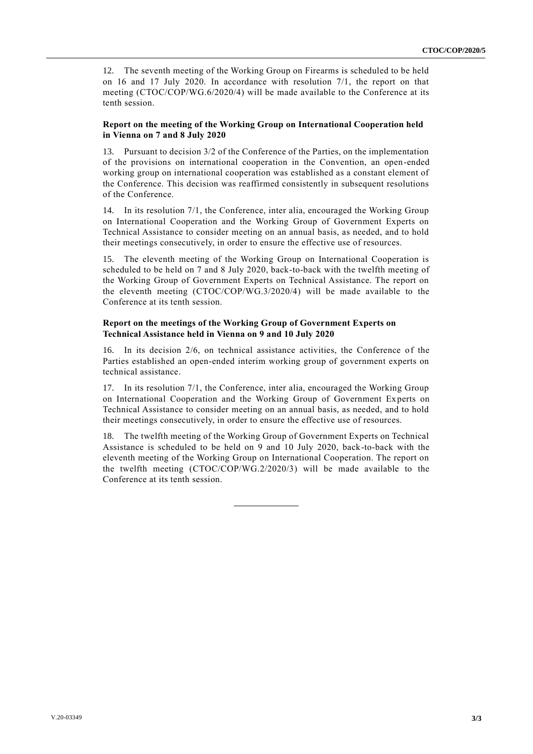12. The seventh meeting of the Working Group on Firearms is scheduled to be held on 16 and 17 July 2020. In accordance with resolution 7/1, the report on that meeting (CTOC/COP/WG.6/2020/4) will be made available to the Conference at its tenth session.

### Report on the meeting of the Working Group on International Cooperation held in Vienna on 7 and 8 July 2020

13. Pursuant to decision 3/2 of the Conference of the Parties, on the implementation of the provisions on international cooperation in the Convention, an open-ended working group on international cooperation was established as a constant element of the Conference. This decision was reaffirmed consistently in subsequent resolutions of the Conference.

14. In its resolution 7/1, the Conference, inter alia, encouraged the Working Group on International Cooperation and the Working Group of Government Experts on Technical Assistance to consider meeting on an annual basis, as needed, and to hold their meetings consecutively, in order to ensure the effective use of resources.

15. The eleventh meeting of the Working Group on International Cooperation is scheduled to be held on 7 and 8 July 2020, back-to-back with the twelfth meeting of the Working Group of Government Experts on Technical Assistance. The report on the eleventh meeting (CTOC/COP/WG.3/2020/4) will be made available to the Conference at its tenth session.

### Report on the meetings of the Working Group of Government Experts on Technical Assistance held in Vienna on 9 and 10 July 2020

16. In its decision 2/6, on technical assistance activities, the Conference of the Parties established an open-ended interim working group of government experts on technical assistance.

17. In its resolution 7/1, the Conference, inter alia, encouraged the Working Group on International Cooperation and the Working Group of Government Experts on Technical Assistance to consider meeting on an annual basis, as needed, and to hold their meetings consecutively, in order to ensure the effective use of resources.

18. The twelfth meeting of the Working Group of Government Experts on Technical Assistance is scheduled to be held on 9 and 10 July 2020, back-to-back with the eleventh meeting of the Working Group on International Cooperation. The report on the twelfth meeting (CTOC/COP/WG.2/2020/3) will be made available to the Conference at its tenth session.